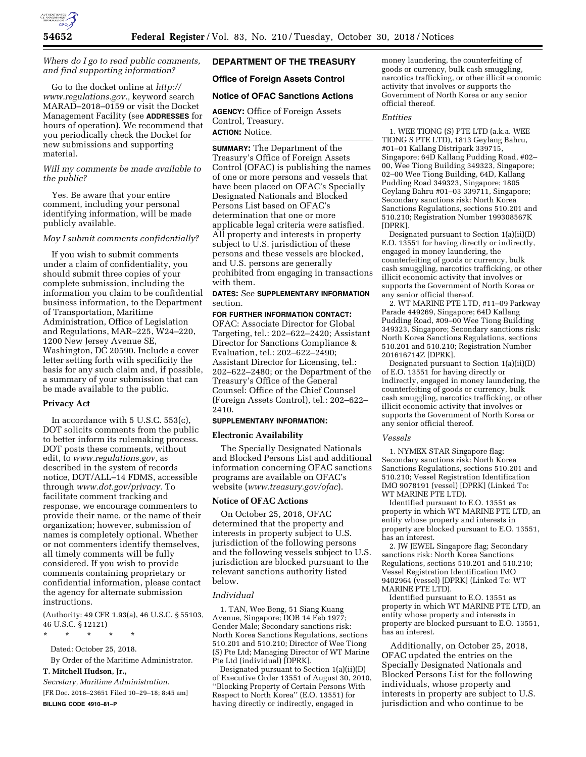*Where do I go to read public comments, and find supporting information?*

Go to the docket online at *http://www.regulations.gov.,* keyword search MARAD–2018–0159 or visit the Docket Management Facility (see **ADDRESSES** for hours of operation). We recommend that you periodically check the Docket for new submissions and supporting material.

*Will my comments be made available to the public?*

Yes. Be aware that your entire comment, including your personal identifying information, will be made publicly available.

*May I submit comments confidentially?*

If you wish to submit comments under a claim of confidentiality, you should submit three copies of your complete submission, including the information you claim to be confidential business information, to the Department of Transportation, Maritime Administration, Office of Legislation and Regulations, MAR–225, W24–220, 1200 New Jersey Avenue SE, Washington, DC 20590. Include a cover letter setting forth with specificity the basis for any such claim and, if possible, a summary of your submission that can be made available to the public.

## Privacy Act

In accordance with 5 U.S.C. 553(c), DOT solicits comments from the public to better inform its rulemaking process. DOT posts these comments, without edit, to *www.regulations.gov,* as described in the system of records notice, DOT/ALL–14 FDMS, accessible through *www.dot.gov/privacy.* To facilitate comment tracking and response, we encourage commenters to provide their name, or the name of their organization; however, submission of names is completely optional. Whether or not commenters identify themselves, all timely comments will be fully considered. If you wish to provide comments containing proprietary or confidential information, please contact the agency for alternate submission instructions.

(Authority: 49 CFR 1.93(a), 46 U.S.C. § 55103, 46 U.S.C. § 12121)

\* \* \* \* \*

Dated: October 25, 2018.

By Order of the Maritime Administrator.

**T. Mitchell Hudson, Jr.,**

*Secretary, Maritime Administration.*

[FR Doc. 2018–23651 Filed 10–29–18; 8:45 am]

**BILLING CODE 4910–81–P**

# DEPARTMENT OF THE TREASURY

## Office of Foreign Assets Control

## Notice of OFAC Sanctions Actions

**AGENCY:** Office of Foreign Assets Control, Treasury.

**ACTION:** Notice.

**SUMMARY:** The Department of the Treasury's Office of Foreign Assets Control (OFAC) is publishing the names of one or more persons and vessels that have been placed on OFAC's Specially Designated Nationals and Blocked Persons List based on OFAC's determination that one or more applicable legal criteria were satisfied. All property and interests in property subject to U.S. jurisdiction of these persons and these vessels are blocked, and U.S. persons are generally prohibited from engaging in transactions with them.

**DATES:** See **SUPPLEMENTARY INFORMATION** section.

**FOR FURTHER INFORMATION CONTACT:** OFAC: Associate Director for Global Targeting, tel.: 202–622–2420; Assistant Director for Sanctions Compliance & Evaluation, tel.: 202–622–2490; Assistant Director for Licensing, tel.: 202–622–2480; or the Department of the Treasury's Office of the General Counsel: Office of the Chief Counsel (Foreign Assets Control), tel.: 202–622–2410.

**SUPPLEMENTARY INFORMATION:**

## Electronic Availability

The Specially Designated Nationals and Blocked Persons List and additional information concerning OFAC sanctions programs are available on OFAC's website (*www.treasury.gov/ofac*).

## Notice of OFAC Actions

On October 25, 2018, OFAC determined that the property and interests in property subject to U.S. jurisdiction of the following persons and the following vessels subject to U.S. jurisdiction are blocked pursuant to the relevant sanctions authority listed below.

*Individual*

1. TAN, Wee Beng, 51 Siang Kuang Avenue, Singapore; DOB 14 Feb 1977; Gender Male; Secondary sanctions risk: North Korea Sanctions Regulations, sections 510.201 and 510.210; Director of Wee Tiong (S) Pte Ltd; Managing Director of WT Marine Pte Ltd (individual) [DPRK].

Designated pursuant to Section 1(a)(ii)(D) of Executive Order 13551 of August 30, 2010, ''Blocking Property of Certain Persons With Respect to North Korea'' (E.O. 13551) for having directly or indirectly, engaged in money laundering, the counterfeiting of goods or currency, bulk cash smuggling, narcotics trafficking, or other illicit economic activity that involves or supports the Government of North Korea or any senior official thereof.

*Entities*

1. WEE TIONG (S) PTE LTD (a.k.a. WEE TIONG S PTE LTD), 1813 Geylang Bahru, #01–01 Kallang Distripark 339715, Singapore; 64D Kallang Pudding Road, #02–00, Wee Tiong Building 349323, Singapore; 02–00 Wee Tiong Building, 64D, Kallang Pudding Road 349323, Singapore; 1805 Geylang Bahru #01–03 339711, Singapore; Secondary sanctions risk: North Korea Sanctions Regulations, sections 510.201 and 510.210; Registration Number 199308567K [DPRK].

Designated pursuant to Section 1(a)(ii)(D) E.O. 13551 for having directly or indirectly, engaged in money laundering, the counterfeiting of goods or currency, bulk cash smuggling, narcotics trafficking, or other illicit economic activity that involves or supports the Government of North Korea or any senior official thereof.

2. WT MARINE PTE LTD, #11–09 Parkway Parade 449269, Singapore; 64D Kallang Pudding Road, #09–00 Wee Tiong Building 349323, Singapore; Secondary sanctions risk: North Korea Sanctions Regulations, sections 510.201 and 510.210; Registration Number 201616714Z [DPRK].

Designated pursuant to Section 1(a)(ii)(D) of E.O. 13551 for having directly or indirectly, engaged in money laundering, the counterfeiting of goods or currency, bulk cash smuggling, narcotics trafficking, or other illicit economic activity that involves or supports the Government of North Korea or any senior official thereof.

*Vessels*

1. NYMEX STAR Singapore flag; Secondary sanctions risk: North Korea Sanctions Regulations, sections 510.201 and 510.210; Vessel Registration Identification IMO 9078191 (vessel) [DPRK] (Linked To: WT MARINE PTE LTD).

Identified pursuant to E.O. 13551 as property in which WT MARINE PTE LTD, an entity whose property and interests in property are blocked pursuant to E.O. 13551, has an interest.

2. JW JEWEL Singapore flag; Secondary sanctions risk: North Korea Sanctions Regulations, sections 510.201 and 510.210; Vessel Registration Identification IMO 9402964 (vessel) [DPRK] (Linked To: WT MARINE PTE LTD).

Identified pursuant to E.O. 13551 as property in which WT MARINE PTE LTD, an entity whose property and interests in property are blocked pursuant to E.O. 13551, has an interest.

Additionally, on October 25, 2018, OFAC updated the entries on the Specially Designated Nationals and Blocked Persons List for the following individuals, whose property and interests in property are subject to U.S. jurisdiction and who continue to be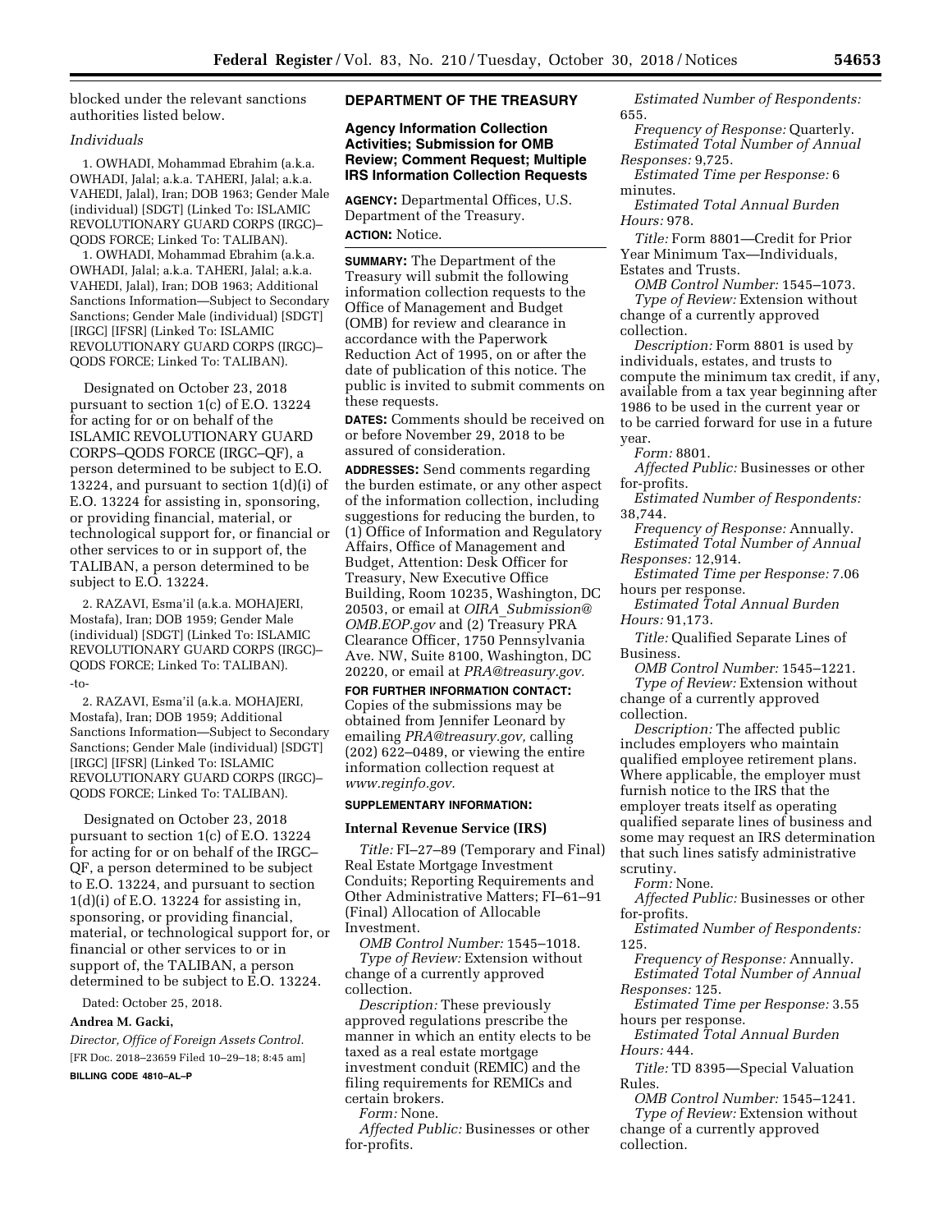blocked under the relevant sanctions authorities listed below.

*Individuals*

1. OWHADI, Mohammad Ebrahim (a.k.a. OWHADI, Jalal; a.k.a. TAHERI, Jalal; a.k.a. VAHEDI, Jalal), Iran; DOB 1963; Gender Male (individual) [SDGT] (Linked To: ISLAMIC REVOLUTIONARY GUARD CORPS (IRGC)–QODS FORCE; Linked To: TALIBAN).

1. OWHADI, Mohammad Ebrahim (a.k.a. OWHADI, Jalal; a.k.a. TAHERI, Jalal; a.k.a. VAHEDI, Jalal), Iran; DOB 1963; Additional Sanctions Information—Subject to Secondary Sanctions; Gender Male (individual) [SDGT] [IRGC] [IFSR] (Linked To: ISLAMIC REVOLUTIONARY GUARD CORPS (IRGC)–QODS FORCE; Linked To: TALIBAN).

Designated on October 23, 2018 pursuant to section 1(c) of E.O. 13224 for acting for or on behalf of the ISLAMIC REVOLUTIONARY GUARD CORPS–QODS FORCE (IRGC–QF), a person determined to be subject to E.O. 13224, and pursuant to section 1(d)(i) of E.O. 13224 for assisting in, sponsoring, or providing financial, material, or technological support for, or financial or other services to or in support of, the TALIBAN, a person determined to be subject to E.O. 13224.

2. RAZAVI, Esma'il (a.k.a. MOHAJERI, Mostafa), Iran; DOB 1959; Gender Male (individual) [SDGT] (Linked To: ISLAMIC REVOLUTIONARY GUARD CORPS (IRGC)–QODS FORCE; Linked To: TALIBAN).

-to-

2. RAZAVI, Esma'il (a.k.a. MOHAJERI, Mostafa), Iran; DOB 1959; Additional Sanctions Information—Subject to Secondary Sanctions; Gender Male (individual) [SDGT] [IRGC] [IFSR] (Linked To: ISLAMIC REVOLUTIONARY GUARD CORPS (IRGC)–QODS FORCE; Linked To: TALIBAN).

Designated on October 23, 2018 pursuant to section 1(c) of E.O. 13224 for acting for or on behalf of the IRGC–QF, a person determined to be subject to E.O. 13224, and pursuant to section 1(d)(i) of E.O. 13224 for assisting in, sponsoring, or providing financial, material, or technological support for, or financial or other services to or in support of, the TALIBAN, a person determined to be subject to E.O. 13224.

Dated: October 25, 2018.

**Andrea M. Gacki,**

*Director, Office of Foreign Assets Control.*

[FR Doc. 2018–23659 Filed 10–29–18; 8:45 am]

**BILLING CODE 4810–AL–P**

## DEPARTMENT OF THE TREASURY

### Agency Information Collection Activities; Submission for OMB Review; Comment Request; Multiple IRS Information Collection Requests

**AGENCY:** Departmental Offices, U.S. Department of the Treasury.

**ACTION:** Notice.

**SUMMARY:** The Department of the Treasury will submit the following information collection requests to the Office of Management and Budget (OMB) for review and clearance in accordance with the Paperwork Reduction Act of 1995, on or after the date of publication of this notice. The public is invited to submit comments on these requests.

**DATES:** Comments should be received on or before November 29, 2018 to be assured of consideration.

**ADDRESSES:** Send comments regarding the burden estimate, or any other aspect of the information collection, including suggestions for reducing the burden, to (1) Office of Information and Regulatory Affairs, Office of Management and Budget, Attention: Desk Officer for Treasury, New Executive Office Building, Room 10235, Washington, DC 20503, or email at *OIRA_Submission@OMB.EOP.gov* and (2) Treasury PRA Clearance Officer, 1750 Pennsylvania Ave. NW, Suite 8100, Washington, DC 20220, or email at *PRA@treasury.gov.*

**FOR FURTHER INFORMATION CONTACT:** Copies of the submissions may be obtained from Jennifer Leonard by emailing *PRA@treasury.gov,* calling (202) 622–0489, or viewing the entire information collection request at *www.reginfo.gov.*

**SUPPLEMENTARY INFORMATION:**

### Internal Revenue Service (IRS)

*Title:* FI–27–89 (Temporary and Final) Real Estate Mortgage Investment Conduits; Reporting Requirements and Other Administrative Matters; FI–61–91 (Final) Allocation of Allocable Investment.

*OMB Control Number:* 1545–1018.

*Type of Review:* Extension without change of a currently approved collection.

*Description:* These previously approved regulations prescribe the manner in which an entity elects to be taxed as a real estate mortgage investment conduit (REMIC) and the filing requirements for REMICs and certain brokers.

*Form:* None.

*Affected Public:* Businesses or other for-profits.

*Estimated Number of Respondents:* 655.

*Frequency of Response:* Quarterly.

*Estimated Total Number of Annual Responses:* 9,725.

*Estimated Time per Response:* 6 minutes.

*Estimated Total Annual Burden Hours:* 978.

*Title:* Form 8801—Credit for Prior Year Minimum Tax—Individuals, Estates and Trusts.

*OMB Control Number:* 1545–1073.

*Type of Review:* Extension without change of a currently approved collection.

*Description:* Form 8801 is used by individuals, estates, and trusts to compute the minimum tax credit, if any, available from a tax year beginning after 1986 to be used in the current year or to be carried forward for use in a future year.

*Form:* 8801.

*Affected Public:* Businesses or other for-profits.

*Estimated Number of Respondents:* 38,744.

*Frequency of Response:* Annually.

*Estimated Total Number of Annual Responses:* 12,914.

*Estimated Time per Response:* 7.06 hours per response.

*Estimated Total Annual Burden Hours:* 91,173.

*Title:* Qualified Separate Lines of Business.

*OMB Control Number:* 1545–1221.

*Type of Review:* Extension without change of a currently approved collection.

*Description:* The affected public includes employers who maintain qualified employee retirement plans. Where applicable, the employer must furnish notice to the IRS that the employer treats itself as operating qualified separate lines of business and some may request an IRS determination that such lines satisfy administrative scrutiny.

*Form:* None.

*Affected Public:* Businesses or other for-profits.

*Estimated Number of Respondents:* 125.

*Frequency of Response:* Annually.

*Estimated Total Number of Annual Responses:* 125.

*Estimated Time per Response:* 3.55 hours per response.

*Estimated Total Annual Burden Hours:* 444.

*Title:* TD 8395—Special Valuation Rules.

*OMB Control Number:* 1545–1241.

*Type of Review:* Extension without change of a currently approved collection.